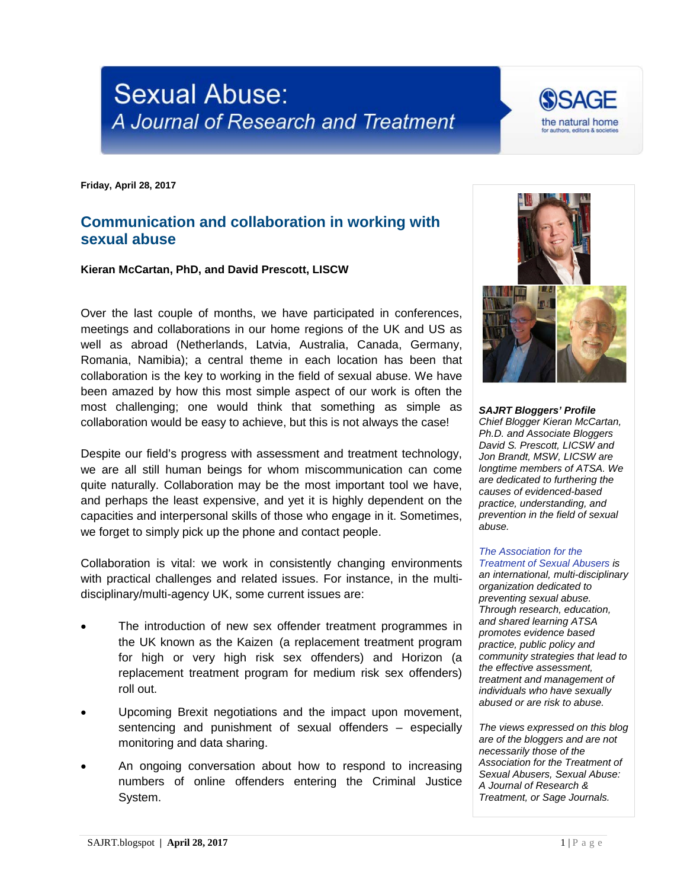# Sexual Abuse: A Journal of Research and Treatment

**Friday, April 28, 2017**

## Communication and collaboration in working with sexual abuse

**Kieran McCartan, PhD, and David Prescott, LISCW**

Over the last couple of months, we have participated in conferences, meetings and collaborations in our home regions of the UK and US as well as abroad (Netherlands, Latvia, Australia, Canada, Germany, Romania, Namibia); a central theme in each location has been that collaboration is the key to working in the field of sexual abuse. We have been amazed by how this most simple aspect of our work is often the most challenging; one would think that something as simple as collaboration would be easy to achieve, but this is not always the case!

Despite our field's progress with assessment and treatment technology, we are all still human beings for whom miscommunication can come quite naturally. Collaboration may be the most important tool we have, and perhaps the least expensive, and yet it is highly dependent on the capacities and interpersonal skills of those who engage in it. Sometimes, we forget to simply pick up the phone and contact people.

Collaboration is vital: we work in consistently changing environments with practical challenges and related issues. For instance, in the multi-disciplinary/multi-agency UK, some current issues are:

- The introduction of new sex offender treatment programmes in the UK known as the Kaizen (a replacement treatment program for high or very high risk sex offenders) and Horizon (a replacement treatment program for medium risk sex offenders) roll out.
- Upcoming Brexit negotiations and the impact upon movement, sentencing and punishment of sexual offenders – especially monitoring and data sharing.
- An ongoing conversation about how to respond to increasing numbers of online offenders entering the Criminal Justice System.

***SAJRT Bloggers' Profile***
*Chief Blogger Kieran McCartan, Ph.D. and Associate Bloggers David S. Prescott, LICSW and Jon Brandt, MSW, LICSW are longtime members of ATSA. We are dedicated to furthering the causes of evidenced-based practice, understanding, and prevention in the field of sexual abuse.*

*The Association for the Treatment of Sexual Abusers is an international, multi-disciplinary organization dedicated to preventing sexual abuse. Through research, education, and shared learning ATSA promotes evidence based practice, public policy and community strategies that lead to the effective assessment, treatment and management of individuals who have sexually abused or are risk to abuse.*

*The views expressed on this blog are of the bloggers and are not necessarily those of the Association for the Treatment of Sexual Abusers, Sexual Abuse: A Journal of Research & Treatment, or Sage Journals.*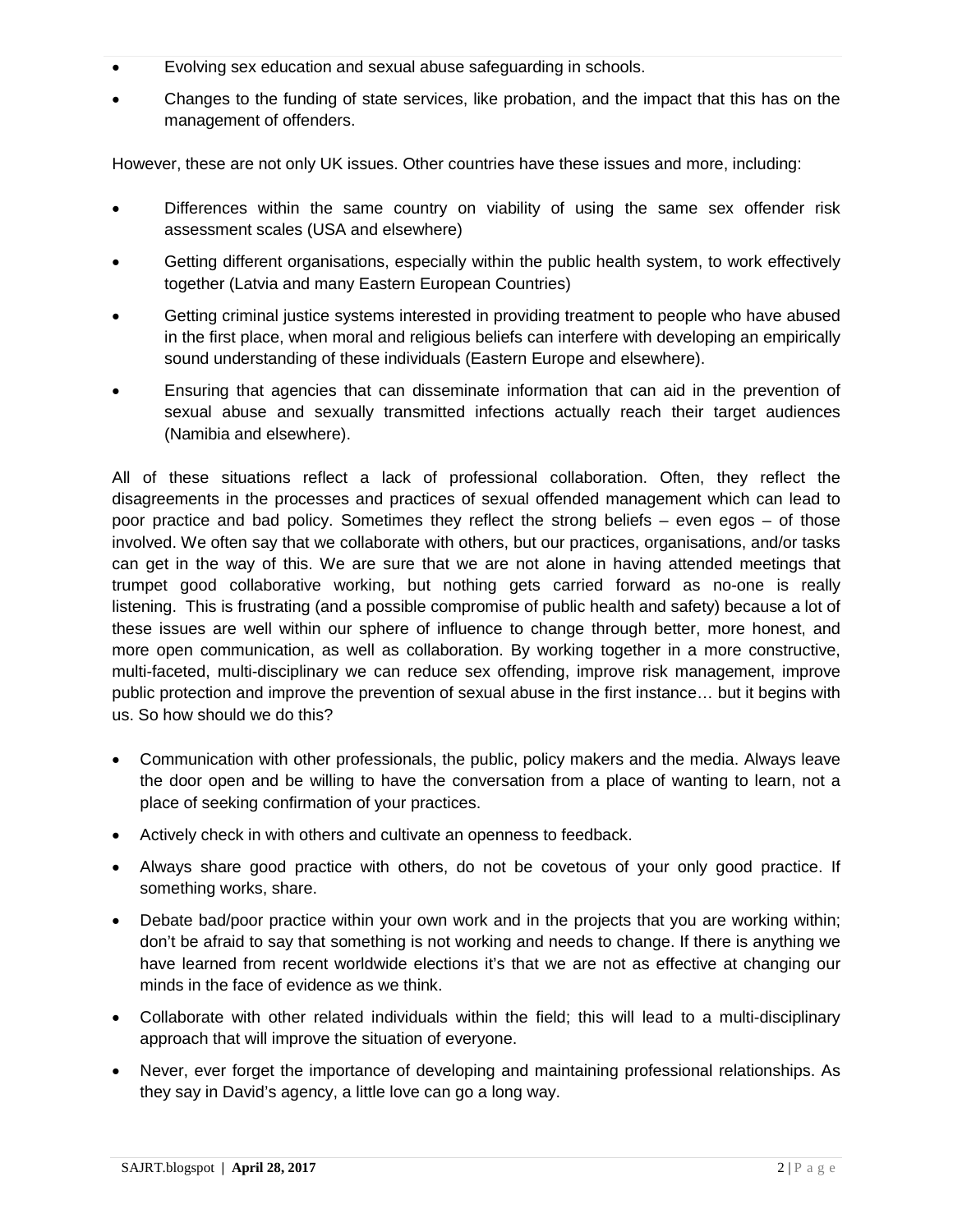- Evolving sex education and sexual abuse safeguarding in schools.
- Changes to the funding of state services, like probation, and the impact that this has on the management of offenders.

However, these are not only UK issues. Other countries have these issues and more, including:

- Differences within the same country on viability of using the same sex offender risk assessment scales (USA and elsewhere)
- Getting different organisations, especially within the public health system, to work effectively together (Latvia and many Eastern European Countries)
- Getting criminal justice systems interested in providing treatment to people who have abused in the first place, when moral and religious beliefs can interfere with developing an empirically sound understanding of these individuals (Eastern Europe and elsewhere).
- Ensuring that agencies that can disseminate information that can aid in the prevention of sexual abuse and sexually transmitted infections actually reach their target audiences (Namibia and elsewhere).

All of these situations reflect a lack of professional collaboration. Often, they reflect the disagreements in the processes and practices of sexual offended management which can lead to poor practice and bad policy. Sometimes they reflect the strong beliefs – even egos – of those involved. We often say that we collaborate with others, but our practices, organisations, and/or tasks can get in the way of this. We are sure that we are not alone in having attended meetings that trumpet good collaborative working, but nothing gets carried forward as no-one is really listening. This is frustrating (and a possible compromise of public health and safety) because a lot of these issues are well within our sphere of influence to change through better, more honest, and more open communication, as well as collaboration. By working together in a more constructive, multi-faceted, multi-disciplinary we can reduce sex offending, improve risk management, improve public protection and improve the prevention of sexual abuse in the first instance… but it begins with us. So how should we do this?

- Communication with other professionals, the public, policy makers and the media. Always leave the door open and be willing to have the conversation from a place of wanting to learn, not a place of seeking confirmation of your practices.
- Actively check in with others and cultivate an openness to feedback.
- Always share good practice with others, do not be covetous of your only good practice. If something works, share.
- Debate bad/poor practice within your own work and in the projects that you are working within; don't be afraid to say that something is not working and needs to change. If there is anything we have learned from recent worldwide elections it's that we are not as effective at changing our minds in the face of evidence as we think.
- Collaborate with other related individuals within the field; this will lead to a multi-disciplinary approach that will improve the situation of everyone.
- Never, ever forget the importance of developing and maintaining professional relationships. As they say in David's agency, a little love can go a long way.